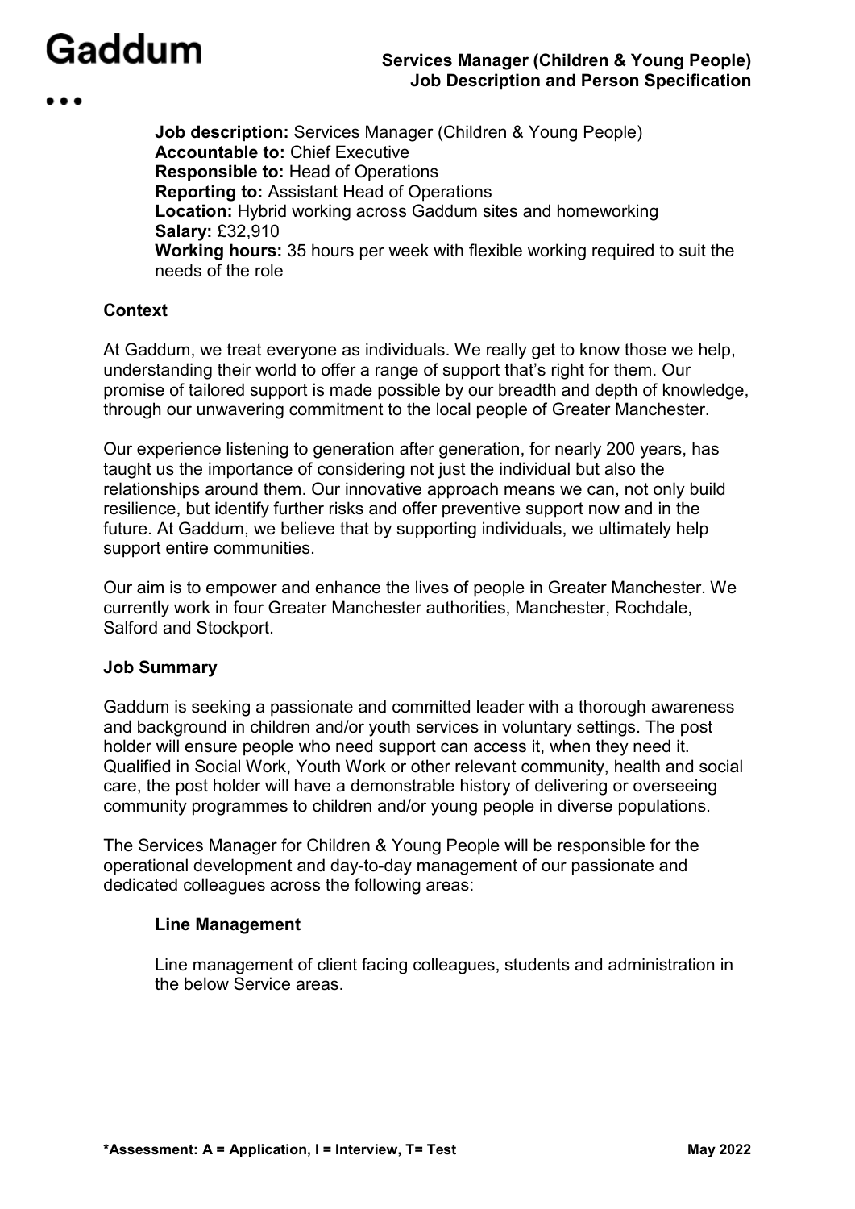# Services Manager (Children & Young People) Job Description and Person Specification

**Job description:** Services Manager (Children & Young People)
**Accountable to:** Chief Executive
**Responsible to:** Head of Operations
**Reporting to:** Assistant Head of Operations
**Location:** Hybrid working across Gaddum sites and homeworking
**Salary:** £32,910
**Working hours:** 35 hours per week with flexible working required to suit the needs of the role

## Context

At Gaddum, we treat everyone as individuals. We really get to know those we help, understanding their world to offer a range of support that's right for them. Our promise of tailored support is made possible by our breadth and depth of knowledge, through our unwavering commitment to the local people of Greater Manchester.

Our experience listening to generation after generation, for nearly 200 years, has taught us the importance of considering not just the individual but also the relationships around them. Our innovative approach means we can, not only build resilience, but identify further risks and offer preventive support now and in the future. At Gaddum, we believe that by supporting individuals, we ultimately help support entire communities.

Our aim is to empower and enhance the lives of people in Greater Manchester. We currently work in four Greater Manchester authorities, Manchester, Rochdale, Salford and Stockport.

## Job Summary

Gaddum is seeking a passionate and committed leader with a thorough awareness and background in children and/or youth services in voluntary settings. The post holder will ensure people who need support can access it, when they need it. Qualified in Social Work, Youth Work or other relevant community, health and social care, the post holder will have a demonstrable history of delivering or overseeing community programmes to children and/or young people in diverse populations.

The Services Manager for Children & Young People will be responsible for the operational development and day-to-day management of our passionate and dedicated colleagues across the following areas:

### Line Management

Line management of client facing colleagues, students and administration in the below Service areas.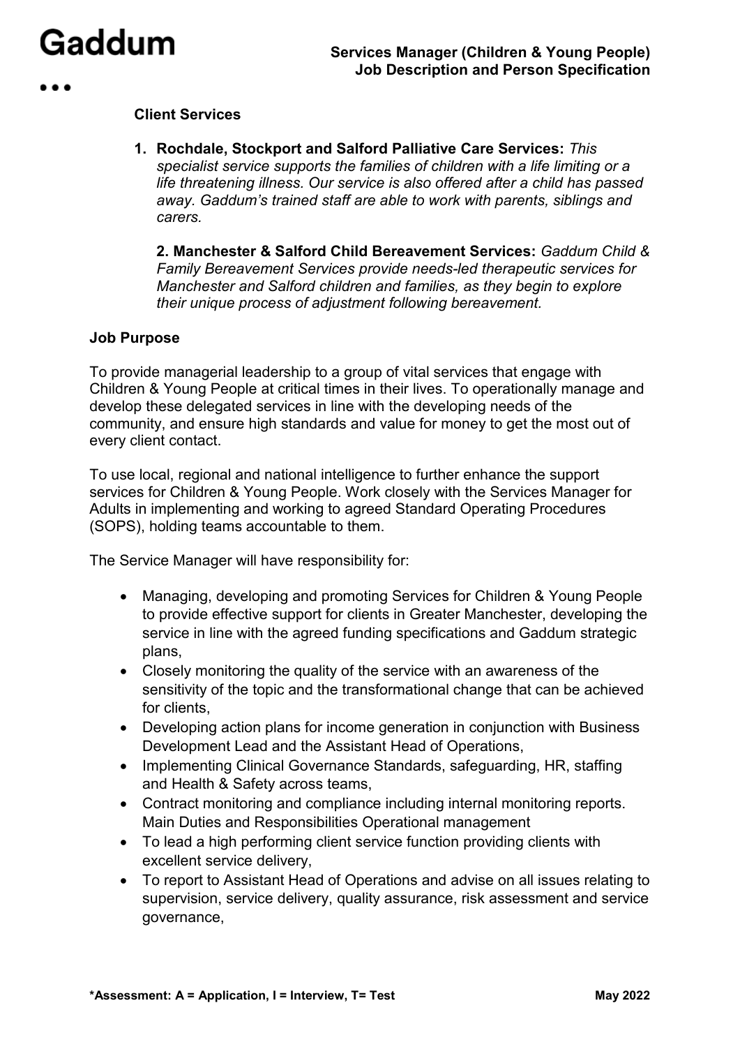**Client Services**

1. **Rochdale, Stockport and Salford Palliative Care Services:** *This specialist service supports the families of children with a life limiting or a life threatening illness. Our service is also offered after a child has passed away. Gaddum's trained staff are able to work with parents, siblings and carers.*

   **2. Manchester & Salford Child Bereavement Services:** *Gaddum Child & Family Bereavement Services provide needs-led therapeutic services for Manchester and Salford children and families, as they begin to explore their unique process of adjustment following bereavement.*

**Job Purpose**

To provide managerial leadership to a group of vital services that engage with Children & Young People at critical times in their lives. To operationally manage and develop these delegated services in line with the developing needs of the community, and ensure high standards and value for money to get the most out of every client contact.

To use local, regional and national intelligence to further enhance the support services for Children & Young People. Work closely with the Services Manager for Adults in implementing and working to agreed Standard Operating Procedures (SOPS), holding teams accountable to them.

The Service Manager will have responsibility for:

- Managing, developing and promoting Services for Children & Young People to provide effective support for clients in Greater Manchester, developing the service in line with the agreed funding specifications and Gaddum strategic plans,
- Closely monitoring the quality of the service with an awareness of the sensitivity of the topic and the transformational change that can be achieved for clients,
- Developing action plans for income generation in conjunction with Business Development Lead and the Assistant Head of Operations,
- Implementing Clinical Governance Standards, safeguarding, HR, staffing and Health & Safety across teams,
- Contract monitoring and compliance including internal monitoring reports. Main Duties and Responsibilities Operational management
- To lead a high performing client service function providing clients with excellent service delivery,
- To report to Assistant Head of Operations and advise on all issues relating to supervision, service delivery, quality assurance, risk assessment and service governance,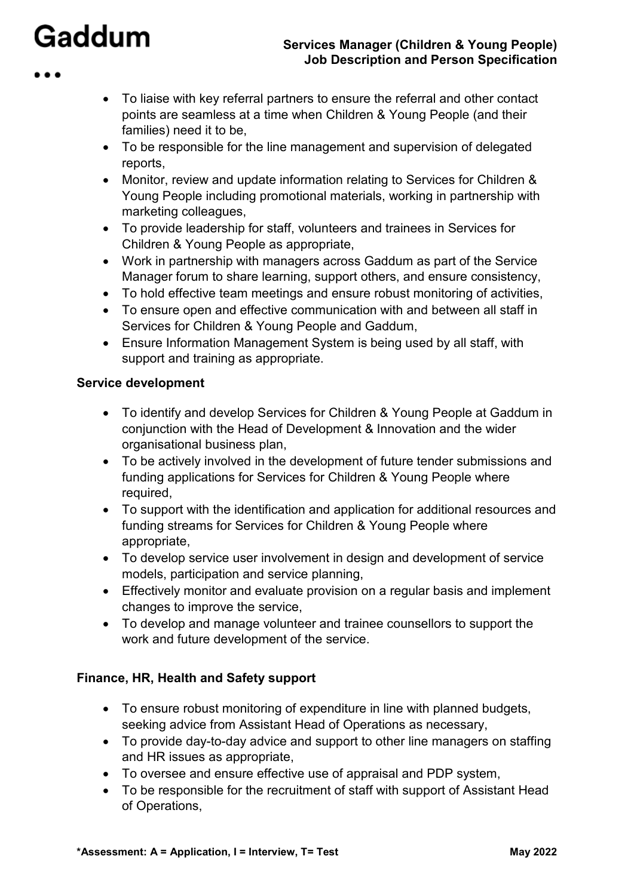- To liaise with key referral partners to ensure the referral and other contact points are seamless at a time when Children & Young People (and their families) need it to be,
- To be responsible for the line management and supervision of delegated reports,
- Monitor, review and update information relating to Services for Children & Young People including promotional materials, working in partnership with marketing colleagues,
- To provide leadership for staff, volunteers and trainees in Services for Children & Young People as appropriate,
- Work in partnership with managers across Gaddum as part of the Service Manager forum to share learning, support others, and ensure consistency,
- To hold effective team meetings and ensure robust monitoring of activities,
- To ensure open and effective communication with and between all staff in Services for Children & Young People and Gaddum,
- Ensure Information Management System is being used by all staff, with support and training as appropriate.

**Service development**

- To identify and develop Services for Children & Young People at Gaddum in conjunction with the Head of Development & Innovation and the wider organisational business plan,
- To be actively involved in the development of future tender submissions and funding applications for Services for Children & Young People where required,
- To support with the identification and application for additional resources and funding streams for Services for Children & Young People where appropriate,
- To develop service user involvement in design and development of service models, participation and service planning,
- Effectively monitor and evaluate provision on a regular basis and implement changes to improve the service,
- To develop and manage volunteer and trainee counsellors to support the work and future development of the service.

**Finance, HR, Health and Safety support**

- To ensure robust monitoring of expenditure in line with planned budgets, seeking advice from Assistant Head of Operations as necessary,
- To provide day-to-day advice and support to other line managers on staffing and HR issues as appropriate,
- To oversee and ensure effective use of appraisal and PDP system,
- To be responsible for the recruitment of staff with support of Assistant Head of Operations,

**\*Assessment: A = Application, I = Interview, T= Test**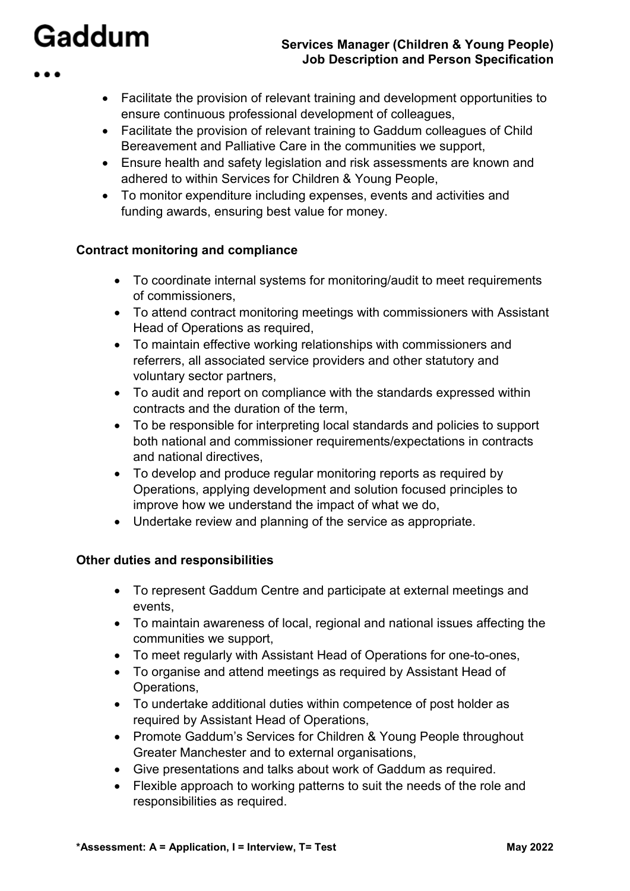- Facilitate the provision of relevant training and development opportunities to ensure continuous professional development of colleagues,
- Facilitate the provision of relevant training to Gaddum colleagues of Child Bereavement and Palliative Care in the communities we support,
- Ensure health and safety legislation and risk assessments are known and adhered to within Services for Children & Young People,
- To monitor expenditure including expenses, events and activities and funding awards, ensuring best value for money.

**Contract monitoring and compliance**

- To coordinate internal systems for monitoring/audit to meet requirements of commissioners,
- To attend contract monitoring meetings with commissioners with Assistant Head of Operations as required,
- To maintain effective working relationships with commissioners and referrers, all associated service providers and other statutory and voluntary sector partners,
- To audit and report on compliance with the standards expressed within contracts and the duration of the term,
- To be responsible for interpreting local standards and policies to support both national and commissioner requirements/expectations in contracts and national directives,
- To develop and produce regular monitoring reports as required by Operations, applying development and solution focused principles to improve how we understand the impact of what we do,
- Undertake review and planning of the service as appropriate.

**Other duties and responsibilities**

- To represent Gaddum Centre and participate at external meetings and events,
- To maintain awareness of local, regional and national issues affecting the communities we support,
- To meet regularly with Assistant Head of Operations for one-to-ones,
- To organise and attend meetings as required by Assistant Head of Operations,
- To undertake additional duties within competence of post holder as required by Assistant Head of Operations,
- Promote Gaddum's Services for Children & Young People throughout Greater Manchester and to external organisations,
- Give presentations and talks about work of Gaddum as required.
- Flexible approach to working patterns to suit the needs of the role and responsibilities as required.

**\*Assessment: A = Application, I = Interview, T= Test**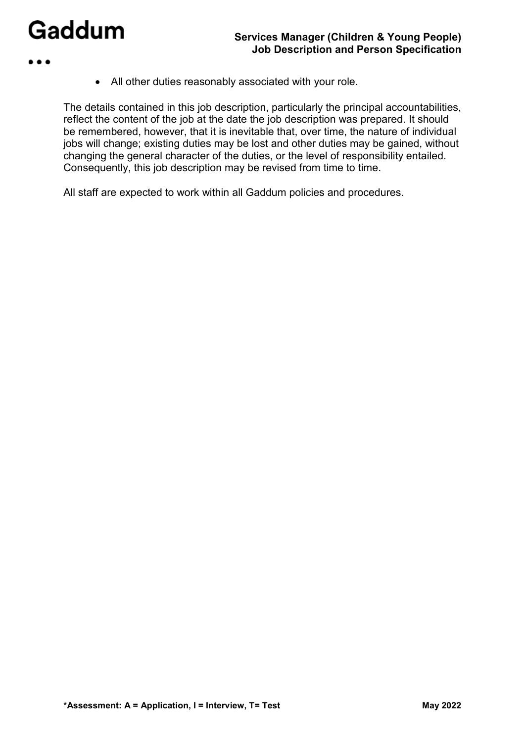- All other duties reasonably associated with your role.

The details contained in this job description, particularly the principal accountabilities, reflect the content of the job at the date the job description was prepared. It should be remembered, however, that it is inevitable that, over time, the nature of individual jobs will change; existing duties may be lost and other duties may be gained, without changing the general character of the duties, or the level of responsibility entailed. Consequently, this job description may be revised from time to time.

All staff are expected to work within all Gaddum policies and procedures.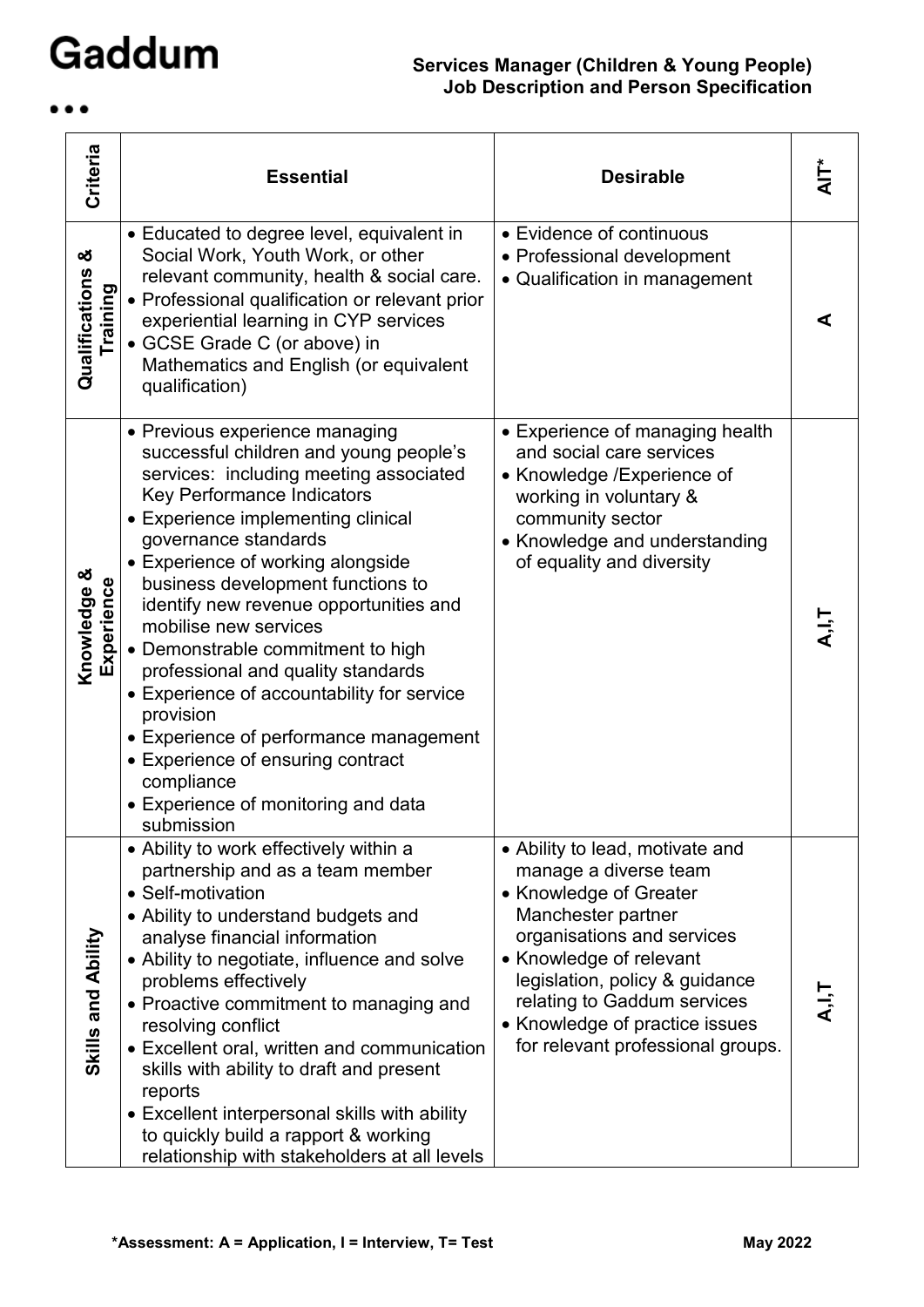# Gaddum

**Services Manager (Children & Young People)**
**Job Description and Person Specification**

| Criteria | Essential | Desirable | AIT* |
|---|---|---|---|
| Qualifications & Training | • Educated to degree level, equivalent in Social Work, Youth Work, or other relevant community, health & social care.<br>• Professional qualification or relevant prior experiential learning in CYP services<br>• GCSE Grade C (or above) in Mathematics and English (or equivalent qualification) | • Evidence of continuous<br>• Professional development<br>• Qualification in management | A |
| Knowledge & Experience | • Previous experience managing successful children and young people's services: including meeting associated Key Performance Indicators<br>• Experience implementing clinical governance standards<br>• Experience of working alongside business development functions to identify new revenue opportunities and mobilise new services<br>• Demonstrable commitment to high professional and quality standards<br>• Experience of accountability for service provision<br>• Experience of performance management<br>• Experience of ensuring contract compliance<br>• Experience of monitoring and data submission | • Experience of managing health and social care services<br>• Knowledge /Experience of working in voluntary & community sector<br>• Knowledge and understanding of equality and diversity | A,I,T |
| Skills and Ability | • Ability to work effectively within a partnership and as a team member<br>• Self-motivation<br>• Ability to understand budgets and analyse financial information<br>• Ability to negotiate, influence and solve problems effectively<br>• Proactive commitment to managing and resolving conflict<br>• Excellent oral, written and communication skills with ability to draft and present reports<br>• Excellent interpersonal skills with ability to quickly build a rapport & working relationship with stakeholders at all levels | • Ability to lead, motivate and manage a diverse team<br>• Knowledge of Greater Manchester partner organisations and services<br>• Knowledge of relevant legislation, policy & guidance relating to Gaddum services<br>• Knowledge of practice issues for relevant professional groups. | A,I,T |

**\*Assessment: A = Application, I = Interview, T= Test**

**May 2022**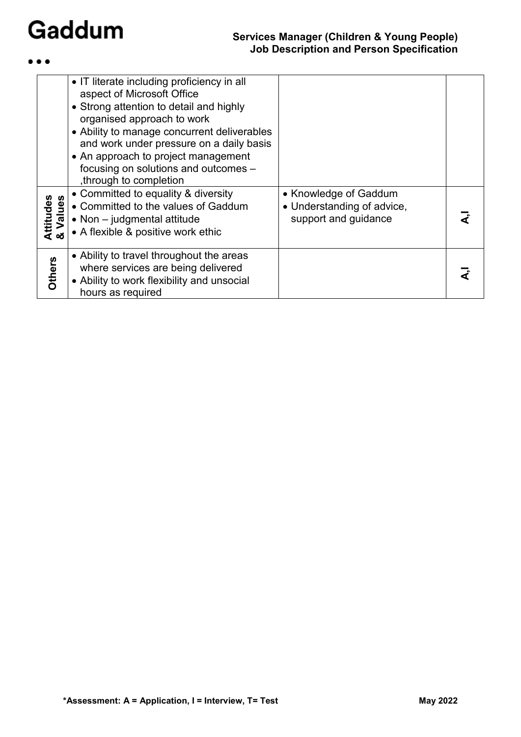| | | | |
|---|---|---|---|
| | • IT literate including proficiency in all aspect of Microsoft Office<br>• Strong attention to detail and highly organised approach to work<br>• Ability to manage concurrent deliverables and work under pressure on a daily basis<br>• An approach to project management focusing on solutions and outcomes – ,through to completion | | |
| **Attitudes & Values** | • Committed to equality & diversity<br>• Committed to the values of Gaddum<br>• Non – judgmental attitude<br>• A flexible & positive work ethic | • Knowledge of Gaddum<br>• Understanding of advice, support and guidance | **A,I** |
| **Others** | • Ability to travel throughout the areas where services are being delivered<br>• Ability to work flexibility and unsocial hours as required | | **A,I** |

**\*Assessment: A = Application, I = Interview, T= Test**

**May 2022**